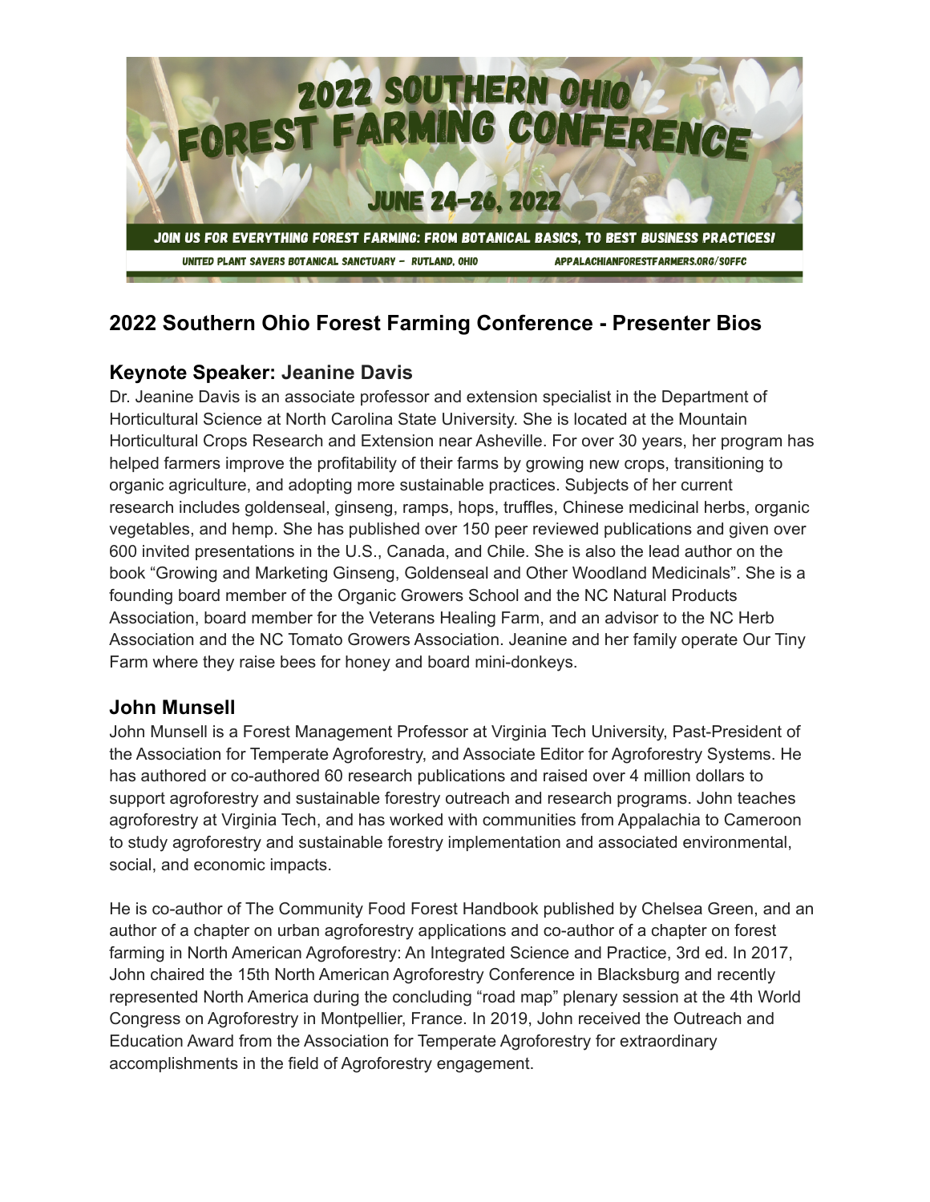# 2022 SOUTHERN OHIO FOREST FARMING CONFERENCE

JUNE 24-26, 2022

JOIN US FOR EVERYTHING FOREST FARMING: FROM BOTANICAL BASICS, TO BEST BUSINESS PRACTICES!

UNITED PLANT SAVERS BOTANICAL SANCTUARY – RUTLAND, OHIO    APPALACHIANFORESTFARMERS.ORG/SOFFC

## 2022 Southern Ohio Forest Farming Conference - Presenter Bios

### Keynote Speaker: Jeanine Davis

Dr. Jeanine Davis is an associate professor and extension specialist in the Department of Horticultural Science at North Carolina State University. She is located at the Mountain Horticultural Crops Research and Extension near Asheville. For over 30 years, her program has helped farmers improve the profitability of their farms by growing new crops, transitioning to organic agriculture, and adopting more sustainable practices. Subjects of her current research includes goldenseal, ginseng, ramps, hops, truffles, Chinese medicinal herbs, organic vegetables, and hemp. She has published over 150 peer reviewed publications and given over 600 invited presentations in the U.S., Canada, and Chile. She is also the lead author on the book "Growing and Marketing Ginseng, Goldenseal and Other Woodland Medicinals". She is a founding board member of the Organic Growers School and the NC Natural Products Association, board member for the Veterans Healing Farm, and an advisor to the NC Herb Association and the NC Tomato Growers Association. Jeanine and her family operate Our Tiny Farm where they raise bees for honey and board mini-donkeys.

### John Munsell

John Munsell is a Forest Management Professor at Virginia Tech University, Past-President of the Association for Temperate Agroforestry, and Associate Editor for Agroforestry Systems. He has authored or co-authored 60 research publications and raised over 4 million dollars to support agroforestry and sustainable forestry outreach and research programs. John teaches agroforestry at Virginia Tech, and has worked with communities from Appalachia to Cameroon to study agroforestry and sustainable forestry implementation and associated environmental, social, and economic impacts.

He is co-author of The Community Food Forest Handbook published by Chelsea Green, and an author of a chapter on urban agroforestry applications and co-author of a chapter on forest farming in North American Agroforestry: An Integrated Science and Practice, 3rd ed. In 2017, John chaired the 15th North American Agroforestry Conference in Blacksburg and recently represented North America during the concluding "road map" plenary session at the 4th World Congress on Agroforestry in Montpellier, France. In 2019, John received the Outreach and Education Award from the Association for Temperate Agroforestry for extraordinary accomplishments in the field of Agroforestry engagement.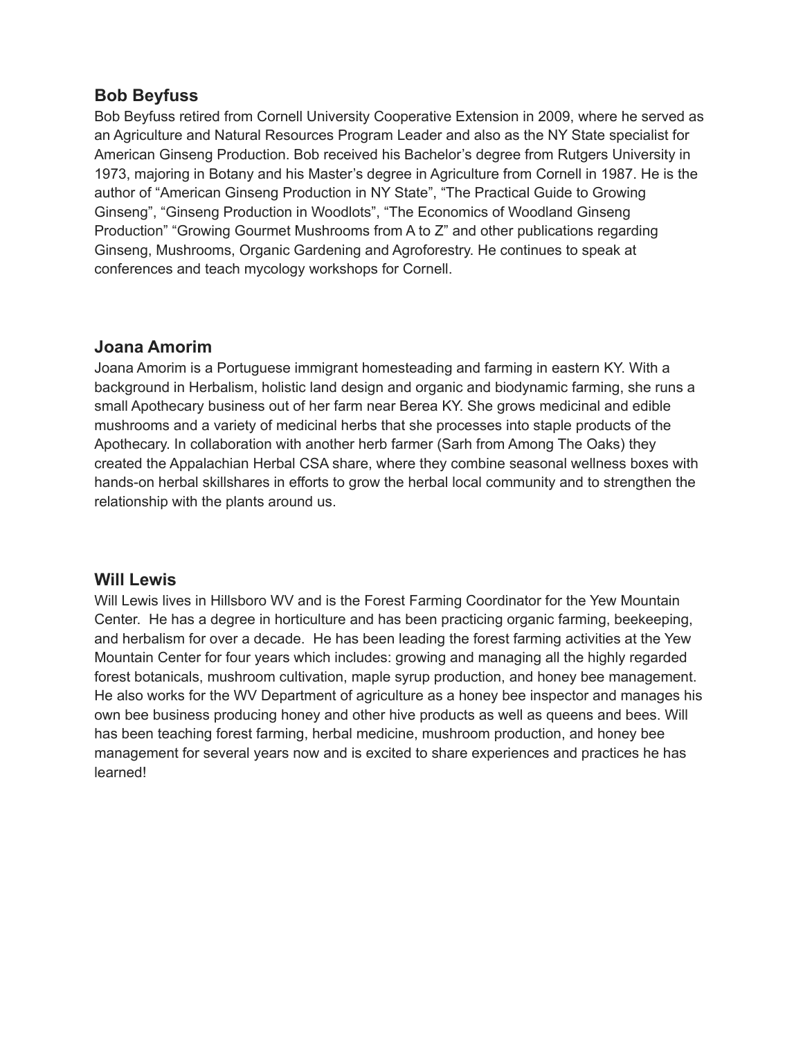## Bob Beyfuss

Bob Beyfuss retired from Cornell University Cooperative Extension in 2009, where he served as an Agriculture and Natural Resources Program Leader and also as the NY State specialist for American Ginseng Production. Bob received his Bachelor's degree from Rutgers University in 1973, majoring in Botany and his Master's degree in Agriculture from Cornell in 1987. He is the author of "American Ginseng Production in NY State", "The Practical Guide to Growing Ginseng", "Ginseng Production in Woodlots", "The Economics of Woodland Ginseng Production" "Growing Gourmet Mushrooms from A to Z" and other publications regarding Ginseng, Mushrooms, Organic Gardening and Agroforestry. He continues to speak at conferences and teach mycology workshops for Cornell.

## Joana Amorim

Joana Amorim is a Portuguese immigrant homesteading and farming in eastern KY. With a background in Herbalism, holistic land design and organic and biodynamic farming, she runs a small Apothecary business out of her farm near Berea KY. She grows medicinal and edible mushrooms and a variety of medicinal herbs that she processes into staple products of the Apothecary. In collaboration with another herb farmer (Sarh from Among The Oaks) they created the Appalachian Herbal CSA share, where they combine seasonal wellness boxes with hands-on herbal skillshares in efforts to grow the herbal local community and to strengthen the relationship with the plants around us.

## Will Lewis

Will Lewis lives in Hillsboro WV and is the Forest Farming Coordinator for the Yew Mountain Center. He has a degree in horticulture and has been practicing organic farming, beekeeping, and herbalism for over a decade. He has been leading the forest farming activities at the Yew Mountain Center for four years which includes: growing and managing all the highly regarded forest botanicals, mushroom cultivation, maple syrup production, and honey bee management. He also works for the WV Department of agriculture as a honey bee inspector and manages his own bee business producing honey and other hive products as well as queens and bees. Will has been teaching forest farming, herbal medicine, mushroom production, and honey bee management for several years now and is excited to share experiences and practices he has learned!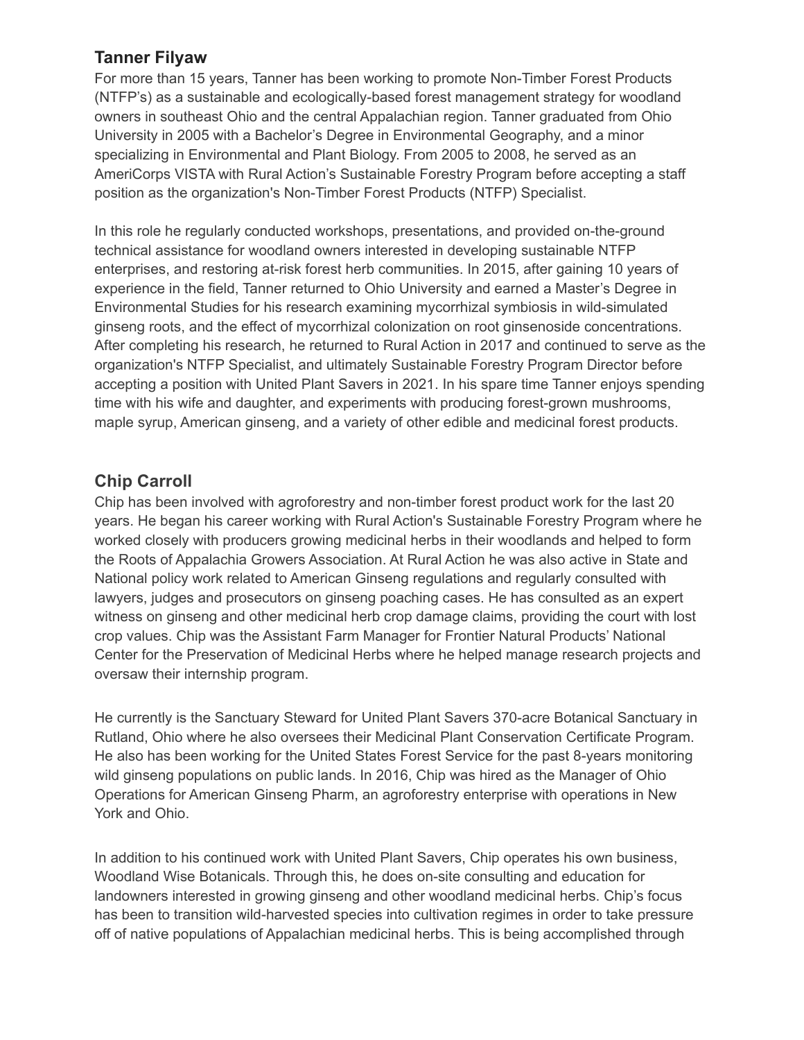## Tanner Filyaw

For more than 15 years, Tanner has been working to promote Non-Timber Forest Products (NTFP's) as a sustainable and ecologically-based forest management strategy for woodland owners in southeast Ohio and the central Appalachian region. Tanner graduated from Ohio University in 2005 with a Bachelor's Degree in Environmental Geography, and a minor specializing in Environmental and Plant Biology. From 2005 to 2008, he served as an AmeriCorps VISTA with Rural Action's Sustainable Forestry Program before accepting a staff position as the organization's Non-Timber Forest Products (NTFP) Specialist.

In this role he regularly conducted workshops, presentations, and provided on-the-ground technical assistance for woodland owners interested in developing sustainable NTFP enterprises, and restoring at-risk forest herb communities. In 2015, after gaining 10 years of experience in the field, Tanner returned to Ohio University and earned a Master's Degree in Environmental Studies for his research examining mycorrhizal symbiosis in wild-simulated ginseng roots, and the effect of mycorrhizal colonization on root ginsenoside concentrations. After completing his research, he returned to Rural Action in 2017 and continued to serve as the organization's NTFP Specialist, and ultimately Sustainable Forestry Program Director before accepting a position with United Plant Savers in 2021. In his spare time Tanner enjoys spending time with his wife and daughter, and experiments with producing forest-grown mushrooms, maple syrup, American ginseng, and a variety of other edible and medicinal forest products.

## Chip Carroll

Chip has been involved with agroforestry and non-timber forest product work for the last 20 years. He began his career working with Rural Action's Sustainable Forestry Program where he worked closely with producers growing medicinal herbs in their woodlands and helped to form the Roots of Appalachia Growers Association. At Rural Action he was also active in State and National policy work related to American Ginseng regulations and regularly consulted with lawyers, judges and prosecutors on ginseng poaching cases. He has consulted as an expert witness on ginseng and other medicinal herb crop damage claims, providing the court with lost crop values. Chip was the Assistant Farm Manager for Frontier Natural Products' National Center for the Preservation of Medicinal Herbs where he helped manage research projects and oversaw their internship program.

He currently is the Sanctuary Steward for United Plant Savers 370-acre Botanical Sanctuary in Rutland, Ohio where he also oversees their Medicinal Plant Conservation Certificate Program. He also has been working for the United States Forest Service for the past 8-years monitoring wild ginseng populations on public lands. In 2016, Chip was hired as the Manager of Ohio Operations for American Ginseng Pharm, an agroforestry enterprise with operations in New York and Ohio.

In addition to his continued work with United Plant Savers, Chip operates his own business, Woodland Wise Botanicals. Through this, he does on-site consulting and education for landowners interested in growing ginseng and other woodland medicinal herbs. Chip's focus has been to transition wild-harvested species into cultivation regimes in order to take pressure off of native populations of Appalachian medicinal herbs. This is being accomplished through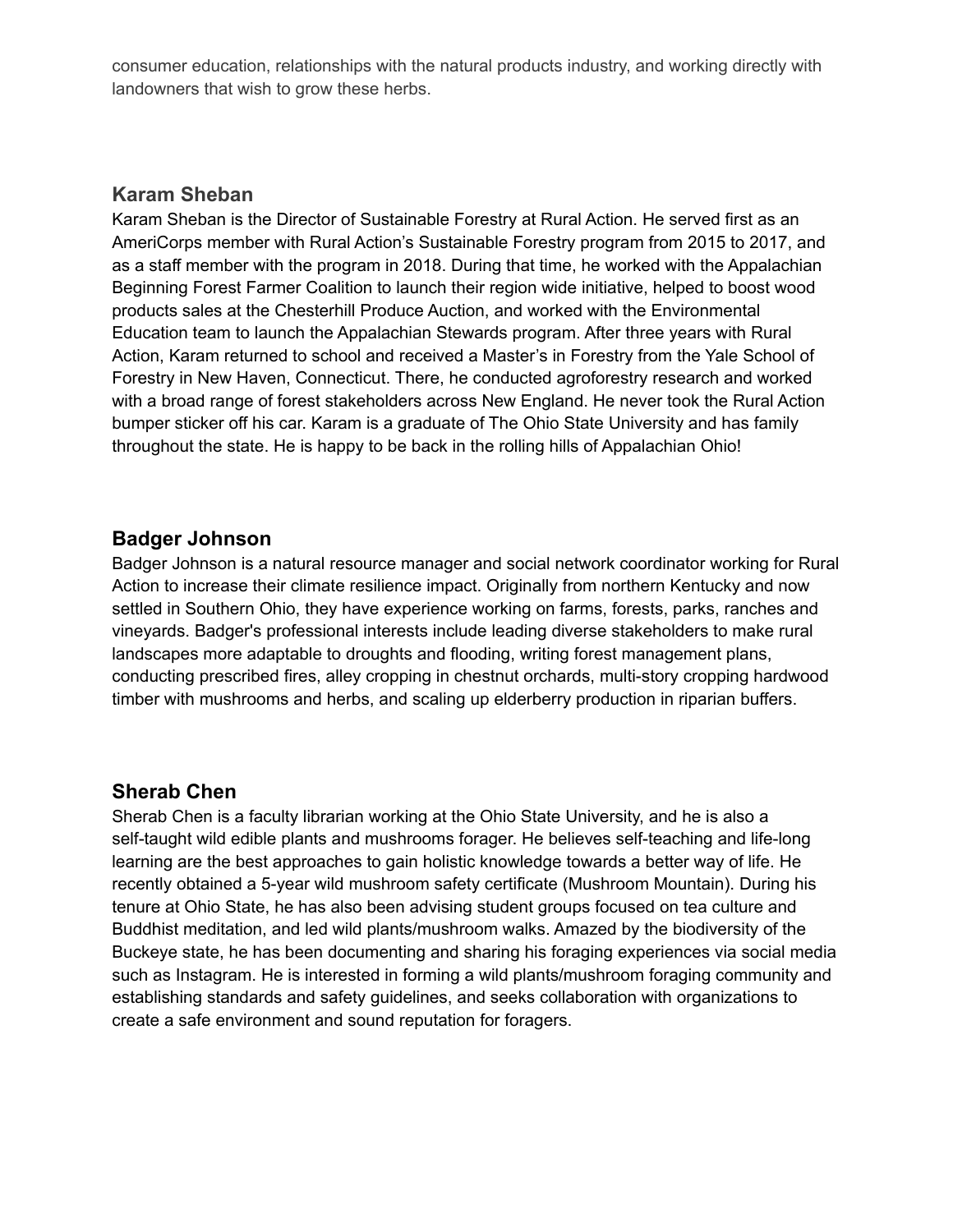consumer education, relationships with the natural products industry, and working directly with landowners that wish to grow these herbs.

### Karam Sheban

Karam Sheban is the Director of Sustainable Forestry at Rural Action. He served first as an AmeriCorps member with Rural Action's Sustainable Forestry program from 2015 to 2017, and as a staff member with the program in 2018. During that time, he worked with the Appalachian Beginning Forest Farmer Coalition to launch their region wide initiative, helped to boost wood products sales at the Chesterhill Produce Auction, and worked with the Environmental Education team to launch the Appalachian Stewards program. After three years with Rural Action, Karam returned to school and received a Master's in Forestry from the Yale School of Forestry in New Haven, Connecticut. There, he conducted agroforestry research and worked with a broad range of forest stakeholders across New England. He never took the Rural Action bumper sticker off his car. Karam is a graduate of The Ohio State University and has family throughout the state. He is happy to be back in the rolling hills of Appalachian Ohio!

### Badger Johnson

Badger Johnson is a natural resource manager and social network coordinator working for Rural Action to increase their climate resilience impact. Originally from northern Kentucky and now settled in Southern Ohio, they have experience working on farms, forests, parks, ranches and vineyards. Badger's professional interests include leading diverse stakeholders to make rural landscapes more adaptable to droughts and flooding, writing forest management plans, conducting prescribed fires, alley cropping in chestnut orchards, multi-story cropping hardwood timber with mushrooms and herbs, and scaling up elderberry production in riparian buffers.

### Sherab Chen

Sherab Chen is a faculty librarian working at the Ohio State University, and he is also a self-taught wild edible plants and mushrooms forager. He believes self-teaching and life-long learning are the best approaches to gain holistic knowledge towards a better way of life. He recently obtained a 5-year wild mushroom safety certificate (Mushroom Mountain). During his tenure at Ohio State, he has also been advising student groups focused on tea culture and Buddhist meditation, and led wild plants/mushroom walks. Amazed by the biodiversity of the Buckeye state, he has been documenting and sharing his foraging experiences via social media such as Instagram. He is interested in forming a wild plants/mushroom foraging community and establishing standards and safety guidelines, and seeks collaboration with organizations to create a safe environment and sound reputation for foragers.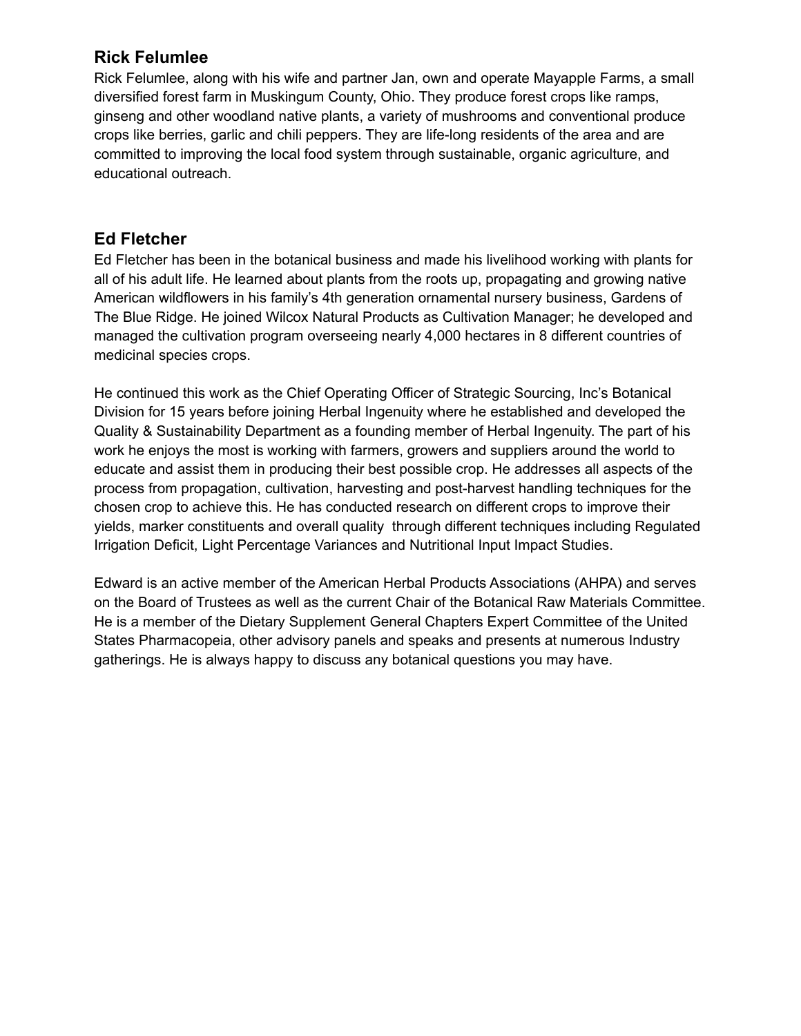## Rick Felumlee

Rick Felumlee, along with his wife and partner Jan, own and operate Mayapple Farms, a small diversified forest farm in Muskingum County, Ohio. They produce forest crops like ramps, ginseng and other woodland native plants, a variety of mushrooms and conventional produce crops like berries, garlic and chili peppers. They are life-long residents of the area and are committed to improving the local food system through sustainable, organic agriculture, and educational outreach.

## Ed Fletcher

Ed Fletcher has been in the botanical business and made his livelihood working with plants for all of his adult life. He learned about plants from the roots up, propagating and growing native American wildflowers in his family's 4th generation ornamental nursery business, Gardens of The Blue Ridge. He joined Wilcox Natural Products as Cultivation Manager; he developed and managed the cultivation program overseeing nearly 4,000 hectares in 8 different countries of medicinal species crops.

He continued this work as the Chief Operating Officer of Strategic Sourcing, Inc's Botanical Division for 15 years before joining Herbal Ingenuity where he established and developed the Quality & Sustainability Department as a founding member of Herbal Ingenuity. The part of his work he enjoys the most is working with farmers, growers and suppliers around the world to educate and assist them in producing their best possible crop. He addresses all aspects of the process from propagation, cultivation, harvesting and post-harvest handling techniques for the chosen crop to achieve this. He has conducted research on different crops to improve their yields, marker constituents and overall quality through different techniques including Regulated Irrigation Deficit, Light Percentage Variances and Nutritional Input Impact Studies.

Edward is an active member of the American Herbal Products Associations (AHPA) and serves on the Board of Trustees as well as the current Chair of the Botanical Raw Materials Committee. He is a member of the Dietary Supplement General Chapters Expert Committee of the United States Pharmacopeia, other advisory panels and speaks and presents at numerous Industry gatherings. He is always happy to discuss any botanical questions you may have.